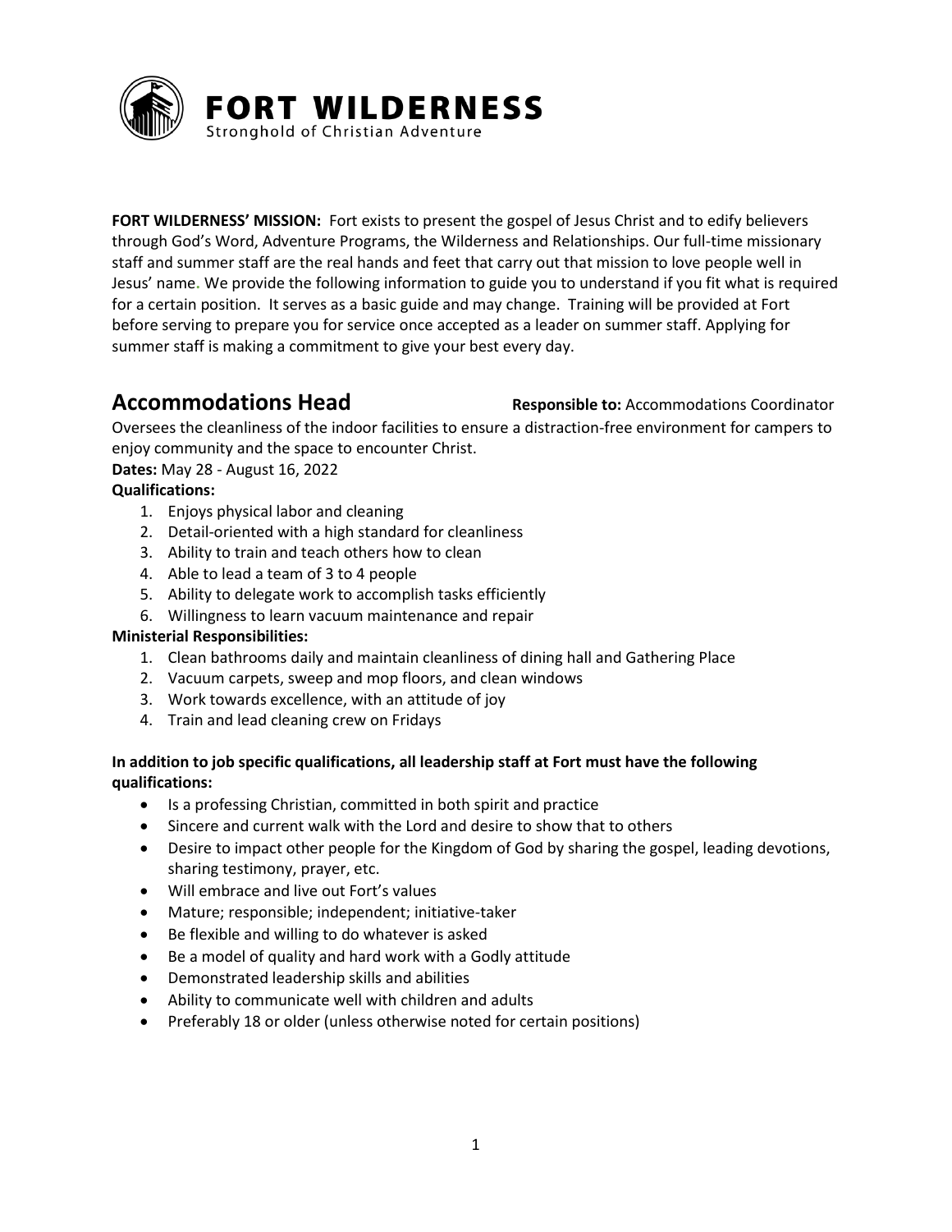# FORT WILDERNESS

Stronghold of Christian Adventure

**FORT WILDERNESS' MISSION:** Fort exists to present the gospel of Jesus Christ and to edify believers through God's Word, Adventure Programs, the Wilderness and Relationships. Our full-time missionary staff and summer staff are the real hands and feet that carry out that mission to love people well in Jesus' name. We provide the following information to guide you to understand if you fit what is required for a certain position. It serves as a basic guide and may change. Training will be provided at Fort before serving to prepare you for service once accepted as a leader on summer staff. Applying for summer staff is making a commitment to give your best every day.

## Accommodations Head

**Responsible to:** Accommodations Coordinator

Oversees the cleanliness of the indoor facilities to ensure a distraction-free environment for campers to enjoy community and the space to encounter Christ.

**Dates:** May 28 - August 16, 2022

**Qualifications:**

1. Enjoys physical labor and cleaning
2. Detail-oriented with a high standard for cleanliness
3. Ability to train and teach others how to clean
4. Able to lead a team of 3 to 4 people
5. Ability to delegate work to accomplish tasks efficiently
6. Willingness to learn vacuum maintenance and repair

**Ministerial Responsibilities:**

1. Clean bathrooms daily and maintain cleanliness of dining hall and Gathering Place
2. Vacuum carpets, sweep and mop floors, and clean windows
3. Work towards excellence, with an attitude of joy
4. Train and lead cleaning crew on Fridays

**In addition to job specific qualifications, all leadership staff at Fort must have the following qualifications:**

- Is a professing Christian, committed in both spirit and practice
- Sincere and current walk with the Lord and desire to show that to others
- Desire to impact other people for the Kingdom of God by sharing the gospel, leading devotions, sharing testimony, prayer, etc.
- Will embrace and live out Fort's values
- Mature; responsible; independent; initiative-taker
- Be flexible and willing to do whatever is asked
- Be a model of quality and hard work with a Godly attitude
- Demonstrated leadership skills and abilities
- Ability to communicate well with children and adults
- Preferably 18 or older (unless otherwise noted for certain positions)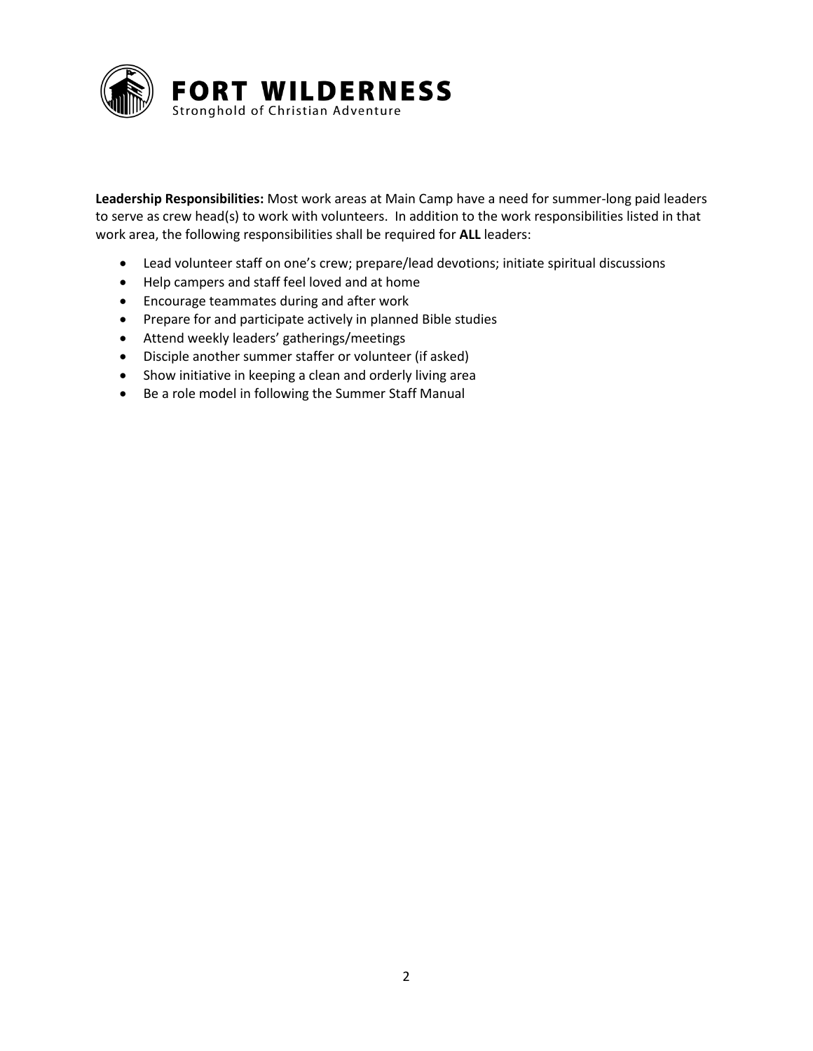**Leadership Responsibilities:** Most work areas at Main Camp have a need for summer-long paid leaders to serve as crew head(s) to work with volunteers. In addition to the work responsibilities listed in that work area, the following responsibilities shall be required for **ALL** leaders:

- Lead volunteer staff on one's crew; prepare/lead devotions; initiate spiritual discussions
- Help campers and staff feel loved and at home
- Encourage teammates during and after work
- Prepare for and participate actively in planned Bible studies
- Attend weekly leaders' gatherings/meetings
- Disciple another summer staffer or volunteer (if asked)
- Show initiative in keeping a clean and orderly living area
- Be a role model in following the Summer Staff Manual